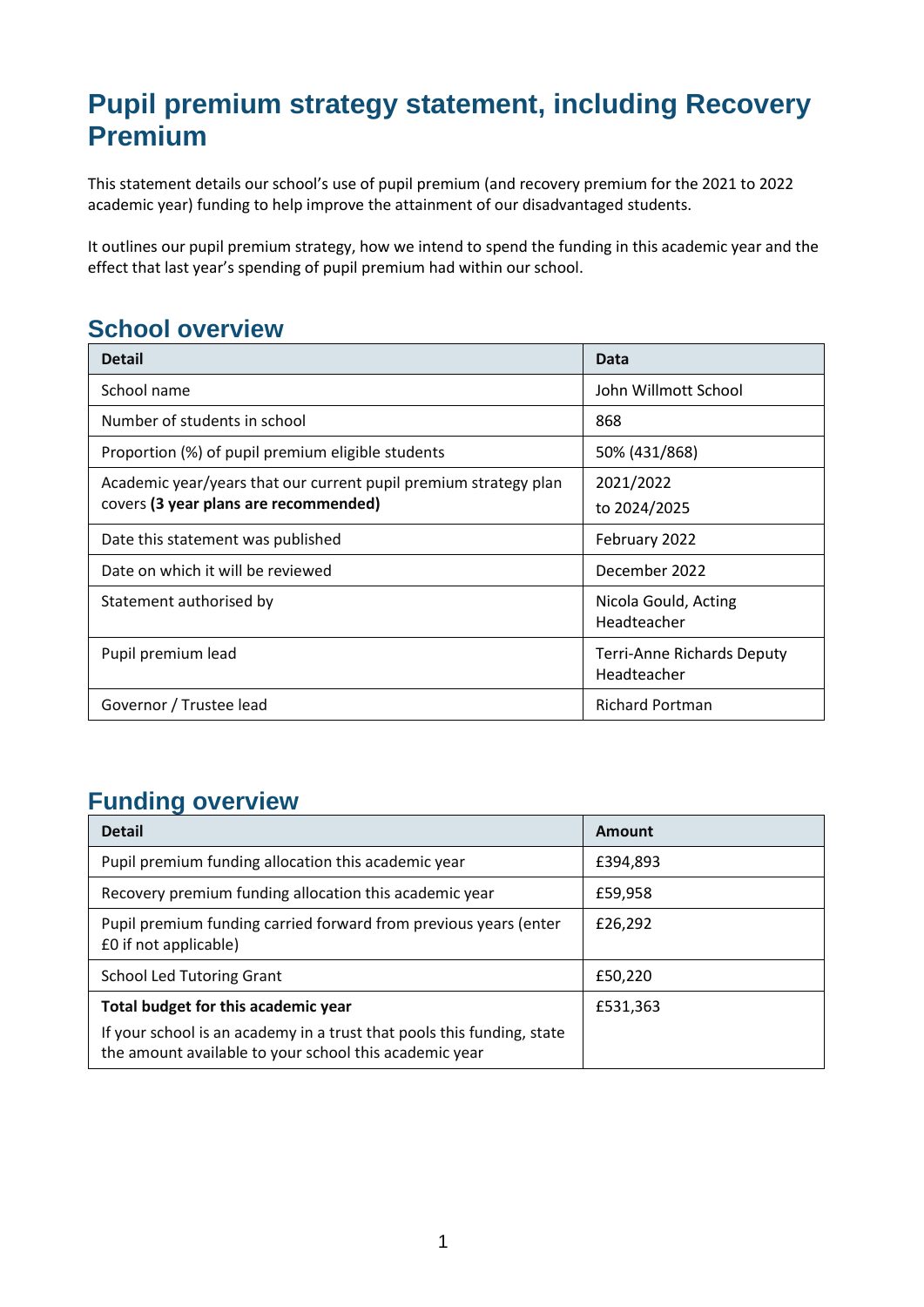# Pupil premium strategy statement, including Recovery Premium

This statement details our school's use of pupil premium (and recovery premium for the 2021 to 2022 academic year) funding to help improve the attainment of our disadvantaged students.

It outlines our pupil premium strategy, how we intend to spend the funding in this academic year and the effect that last year's spending of pupil premium had within our school.

## School overview

| Detail | Data |
| --- | --- |
| School name | John Willmott School |
| Number of students in school | 868 |
| Proportion (%) of pupil premium eligible students | 50% (431/868) |
| Academic year/years that our current pupil premium strategy plan covers **(3 year plans are recommended)** | 2021/2022 to 2024/2025 |
| Date this statement was published | February 2022 |
| Date on which it will be reviewed | December 2022 |
| Statement authorised by | Nicola Gould, Acting Headteacher |
| Pupil premium lead | Terri-Anne Richards Deputy Headteacher |
| Governor / Trustee lead | Richard Portman |

## Funding overview

| Detail | Amount |
| --- | --- |
| Pupil premium funding allocation this academic year | £394,893 |
| Recovery premium funding allocation this academic year | £59,958 |
| Pupil premium funding carried forward from previous years (enter £0 if not applicable) | £26,292 |
| School Led Tutoring Grant | £50,220 |
| **Total budget for this academic year**<br>If your school is an academy in a trust that pools this funding, state the amount available to your school this academic year | £531,363 |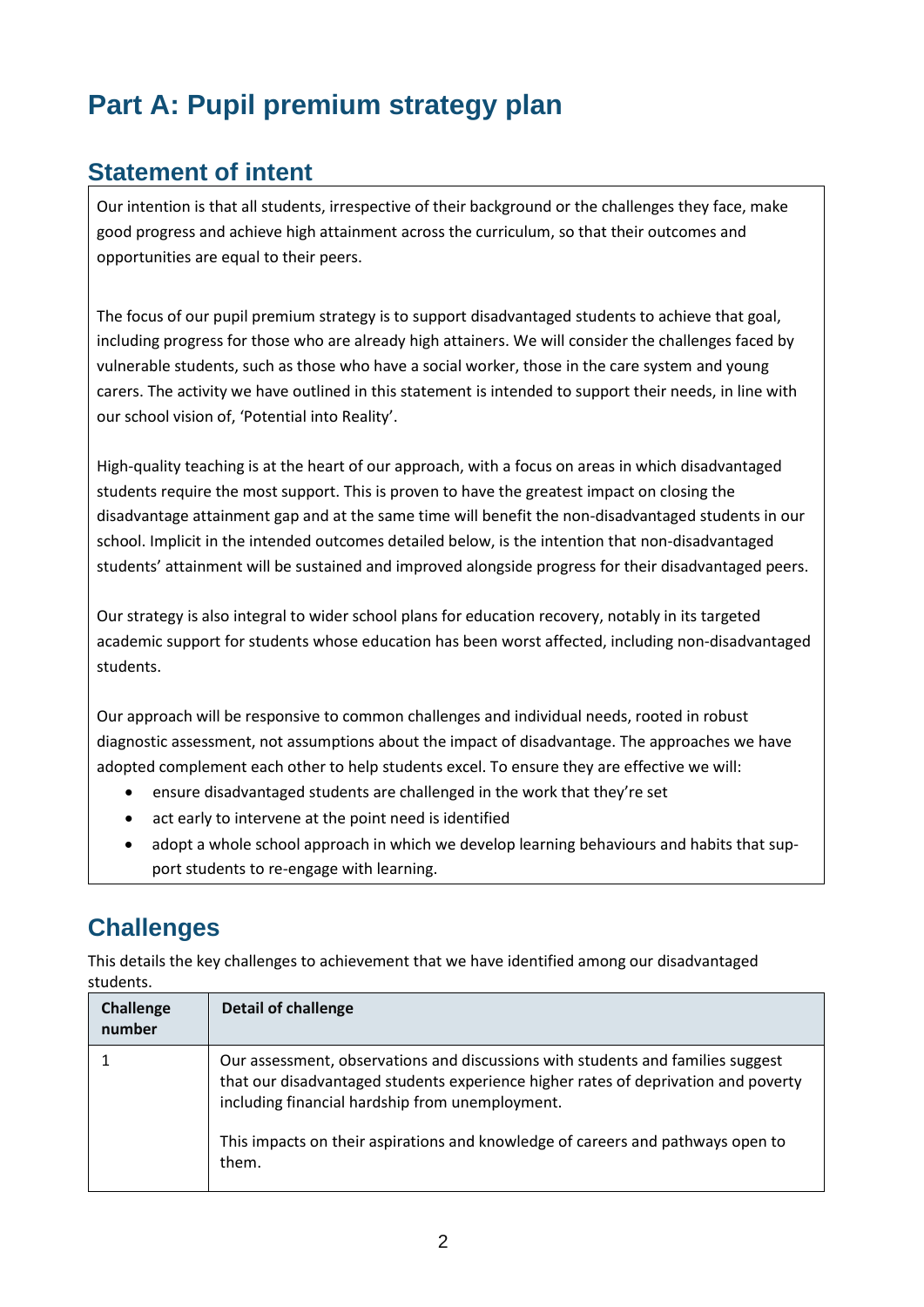# Part A: Pupil premium strategy plan

## Statement of intent

Our intention is that all students, irrespective of their background or the challenges they face, make good progress and achieve high attainment across the curriculum, so that their outcomes and opportunities are equal to their peers.

The focus of our pupil premium strategy is to support disadvantaged students to achieve that goal, including progress for those who are already high attainers. We will consider the challenges faced by vulnerable students, such as those who have a social worker, those in the care system and young carers. The activity we have outlined in this statement is intended to support their needs, in line with our school vision of, 'Potential into Reality'.

High-quality teaching is at the heart of our approach, with a focus on areas in which disadvantaged students require the most support. This is proven to have the greatest impact on closing the disadvantage attainment gap and at the same time will benefit the non-disadvantaged students in our school. Implicit in the intended outcomes detailed below, is the intention that non-disadvantaged students' attainment will be sustained and improved alongside progress for their disadvantaged peers.

Our strategy is also integral to wider school plans for education recovery, notably in its targeted academic support for students whose education has been worst affected, including non-disadvantaged students.

Our approach will be responsive to common challenges and individual needs, rooted in robust diagnostic assessment, not assumptions about the impact of disadvantage. The approaches we have adopted complement each other to help students excel. To ensure they are effective we will:

- ensure disadvantaged students are challenged in the work that they're set
- act early to intervene at the point need is identified
- adopt a whole school approach in which we develop learning behaviours and habits that support students to re-engage with learning.

## Challenges

This details the key challenges to achievement that we have identified among our disadvantaged students.

| Challenge number | Detail of challenge |
|---|---|
| 1 | Our assessment, observations and discussions with students and families suggest that our disadvantaged students experience higher rates of deprivation and poverty including financial hardship from unemployment.<br><br>This impacts on their aspirations and knowledge of careers and pathways open to them. |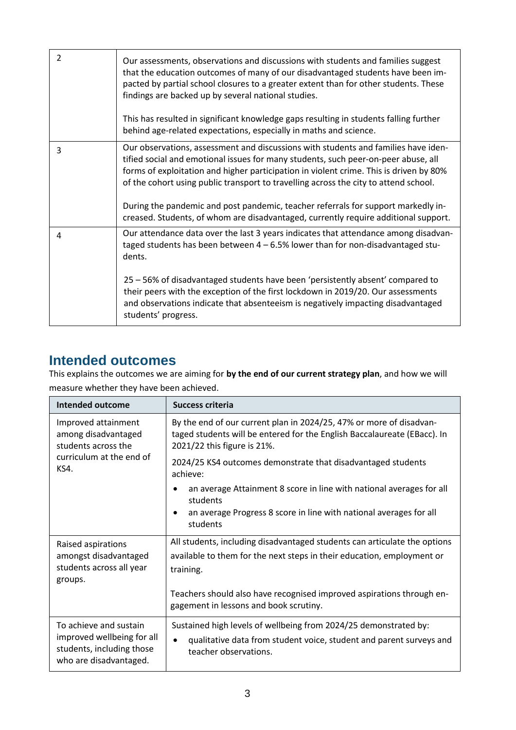| | |
|---|---|
| 2 | Our assessments, observations and discussions with students and families suggest that the education outcomes of many of our disadvantaged students have been impacted by partial school closures to a greater extent than for other students. These findings are backed up by several national studies.<br><br>This has resulted in significant knowledge gaps resulting in students falling further behind age-related expectations, especially in maths and science. |
| 3 | Our observations, assessment and discussions with students and families have identified social and emotional issues for many students, such peer-on-peer abuse, all forms of exploitation and higher participation in violent crime. This is driven by 80% of the cohort using public transport to travelling across the city to attend school.<br><br>During the pandemic and post pandemic, teacher referrals for support markedly increased. Students, of whom are disadvantaged, currently require additional support. |
| 4 | Our attendance data over the last 3 years indicates that attendance among disadvantaged students has been between 4 – 6.5% lower than for non-disadvantaged students.<br><br>25 – 56% of disadvantaged students have been 'persistently absent' compared to their peers with the exception of the first lockdown in 2019/20. Our assessments and observations indicate that absenteeism is negatively impacting disadvantaged students' progress. |

## Intended outcomes

This explains the outcomes we are aiming for **by the end of our current strategy plan**, and how we will measure whether they have been achieved.

| Intended outcome | Success criteria |
|---|---|
| Improved attainment among disadvantaged students across the curriculum at the end of KS4. | By the end of our current plan in 2024/25, 47% or more of disadvantaged students will be entered for the English Baccalaureate (EBacc). In 2021/22 this figure is 21%.<br><br>2024/25 KS4 outcomes demonstrate that disadvantaged students achieve:<br>• an average Attainment 8 score in line with national averages for all students<br>• an average Progress 8 score in line with national averages for all students |
| Raised aspirations amongst disadvantaged students across all year groups. | All students, including disadvantaged students can articulate the options available to them for the next steps in their education, employment or training.<br><br>Teachers should also have recognised improved aspirations through engagement in lessons and book scrutiny. |
| To achieve and sustain improved wellbeing for all students, including those who are disadvantaged. | Sustained high levels of wellbeing from 2024/25 demonstrated by:<br>• qualitative data from student voice, student and parent surveys and teacher observations. |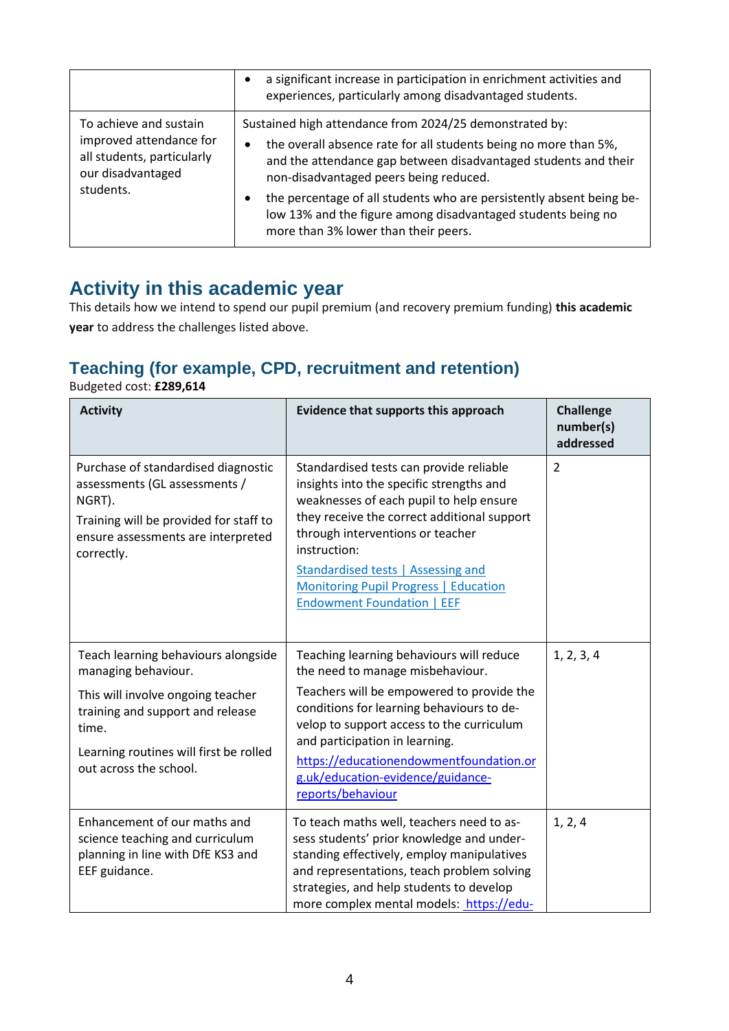| | • a significant increase in participation in enrichment activities and experiences, particularly among disadvantaged students. |
|---|---|
| To achieve and sustain improved attendance for all students, particularly our disadvantaged students. | Sustained high attendance from 2024/25 demonstrated by:<br>• the overall absence rate for all students being no more than 5%, and the attendance gap between disadvantaged students and their non-disadvantaged peers being reduced.<br>• the percentage of all students who are persistently absent being below 13% and the figure among disadvantaged students being no more than 3% lower than their peers. |

# Activity in this academic year

This details how we intend to spend our pupil premium (and recovery premium funding) **this academic year** to address the challenges listed above.

## Teaching (for example, CPD, recruitment and retention)

Budgeted cost: **£289,614**

| Activity | Evidence that supports this approach | Challenge number(s) addressed |
|---|---|---|
| Purchase of standardised diagnostic assessments (GL assessments / NGRT).<br>Training will be provided for staff to ensure assessments are interpreted correctly. | Standardised tests can provide reliable insights into the specific strengths and weaknesses of each pupil to help ensure they receive the correct additional support through interventions or teacher instruction:<br>[Standardised tests \| Assessing and Monitoring Pupil Progress \| Education Endowment Foundation \| EEF] | 2 |
| Teach learning behaviours alongside managing behaviour.<br>This will involve ongoing teacher training and support and release time.<br>Learning routines will first be rolled out across the school. | Teaching learning behaviours will reduce the need to manage misbehaviour.<br>Teachers will be empowered to provide the conditions for learning behaviours to develop to support access to the curriculum and participation in learning.<br>https://educationendowmentfoundation.org.uk/education-evidence/guidance-reports/behaviour | 1, 2, 3, 4 |
| Enhancement of our maths and science teaching and curriculum planning in line with DfE KS3 and EEF guidance. | To teach maths well, teachers need to assess students' prior knowledge and understanding effectively, employ manipulatives and representations, teach problem solving strategies, and help students to develop more complex mental models: https://edu- | 1, 2, 4 |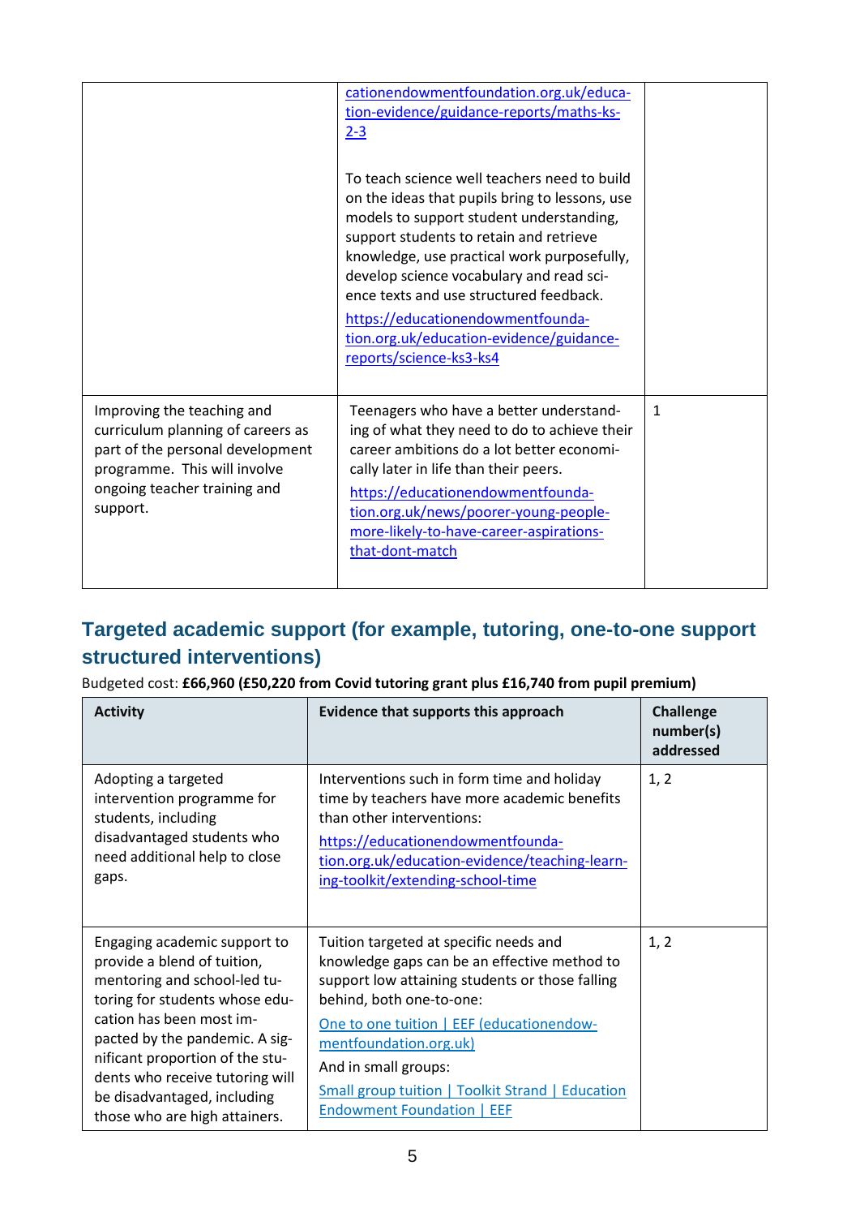| | | |
|---|---|---|
| | cationendowmentfoundation.org.uk/education-evidence/guidance-reports/maths-ks-2-3<br><br>To teach science well teachers need to build on the ideas that pupils bring to lessons, use models to support student understanding, support students to retain and retrieve knowledge, use practical work purposefully, develop science vocabulary and read science texts and use structured feedback.<br>https://educationendowmentfoundation.org.uk/education-evidence/guidance-reports/science-ks3-ks4 | |
| Improving the teaching and curriculum planning of careers as part of the personal development programme. This will involve ongoing teacher training and support. | Teenagers who have a better understanding of what they need to do to achieve their career ambitions do a lot better economically later in life than their peers.<br>https://educationendowmentfoundation.org.uk/news/poorer-young-people-more-likely-to-have-career-aspirations-that-dont-match | 1 |

## Targeted academic support (for example, tutoring, one-to-one support structured interventions)

Budgeted cost: **£66,960 (£50,220 from Covid tutoring grant plus £16,740 from pupil premium)**

| Activity | Evidence that supports this approach | Challenge number(s) addressed |
|---|---|---|
| Adopting a targeted intervention programme for students, including disadvantaged students who need additional help to close gaps. | Interventions such in form time and holiday time by teachers have more academic benefits than other interventions:<br>https://educationendowmentfoundation.org.uk/education-evidence/teaching-learning-toolkit/extending-school-time | 1, 2 |
| Engaging academic support to provide a blend of tuition, mentoring and school-led tutoring for students whose education has been most impacted by the pandemic. A significant proportion of the students who receive tutoring will be disadvantaged, including those who are high attainers. | Tuition targeted at specific needs and knowledge gaps can be an effective method to support low attaining students or those falling behind, both one-to-one:<br>One to one tuition \| EEF (educationendowmentfoundation.org.uk)<br>And in small groups:<br>Small group tuition \| Toolkit Strand \| Education Endowment Foundation \| EEF | 1, 2 |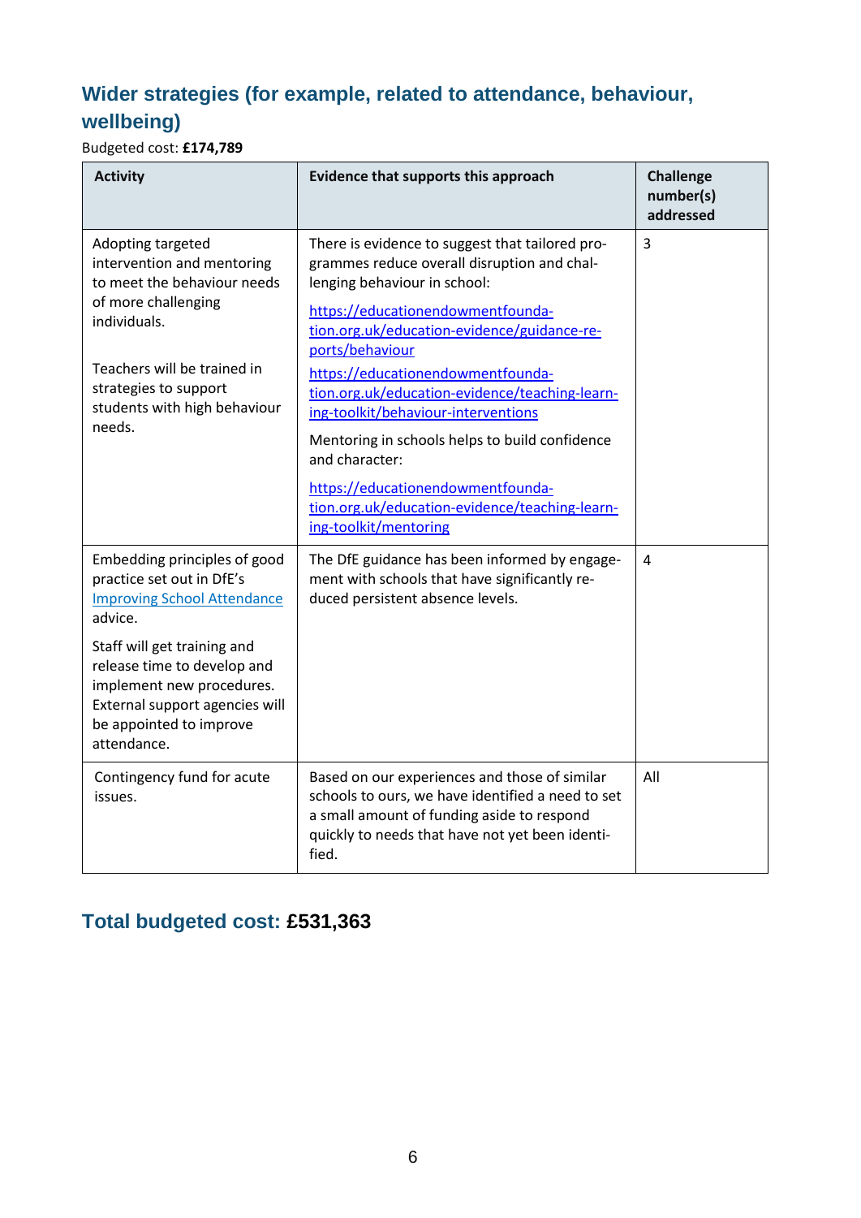## Wider strategies (for example, related to attendance, behaviour, wellbeing)

Budgeted cost: **£174,789**

| Activity | Evidence that supports this approach | Challenge number(s) addressed |
|---|---|---|
| Adopting targeted intervention and mentoring to meet the behaviour needs of more challenging individuals.<br><br>Teachers will be trained in strategies to support students with high behaviour needs. | There is evidence to suggest that tailored programmes reduce overall disruption and challenging behaviour in school:<br>[https://educationendowmentfoundation.org.uk/education-evidence/guidance-reports/behaviour](https://educationendowmentfoundation.org.uk/education-evidence/guidance-reports/behaviour)<br>[https://educationendowmentfoundation.org.uk/education-evidence/teaching-learning-toolkit/behaviour-interventions](https://educationendowmentfoundation.org.uk/education-evidence/teaching-learning-toolkit/behaviour-interventions)<br>Mentoring in schools helps to build confidence and character:<br>[https://educationendowmentfoundation.org.uk/education-evidence/teaching-learning-toolkit/mentoring](https://educationendowmentfoundation.org.uk/education-evidence/teaching-learning-toolkit/mentoring) | 3 |
| Embedding principles of good practice set out in DfE's Improving School Attendance advice.<br><br>Staff will get training and release time to develop and implement new procedures. External support agencies will be appointed to improve attendance. | The DfE guidance has been informed by engagement with schools that have significantly reduced persistent absence levels. | 4 |
| Contingency fund for acute issues. | Based on our experiences and those of similar schools to ours, we have identified a need to set a small amount of funding aside to respond quickly to needs that have not yet been identified. | All |

## Total budgeted cost: **£531,363**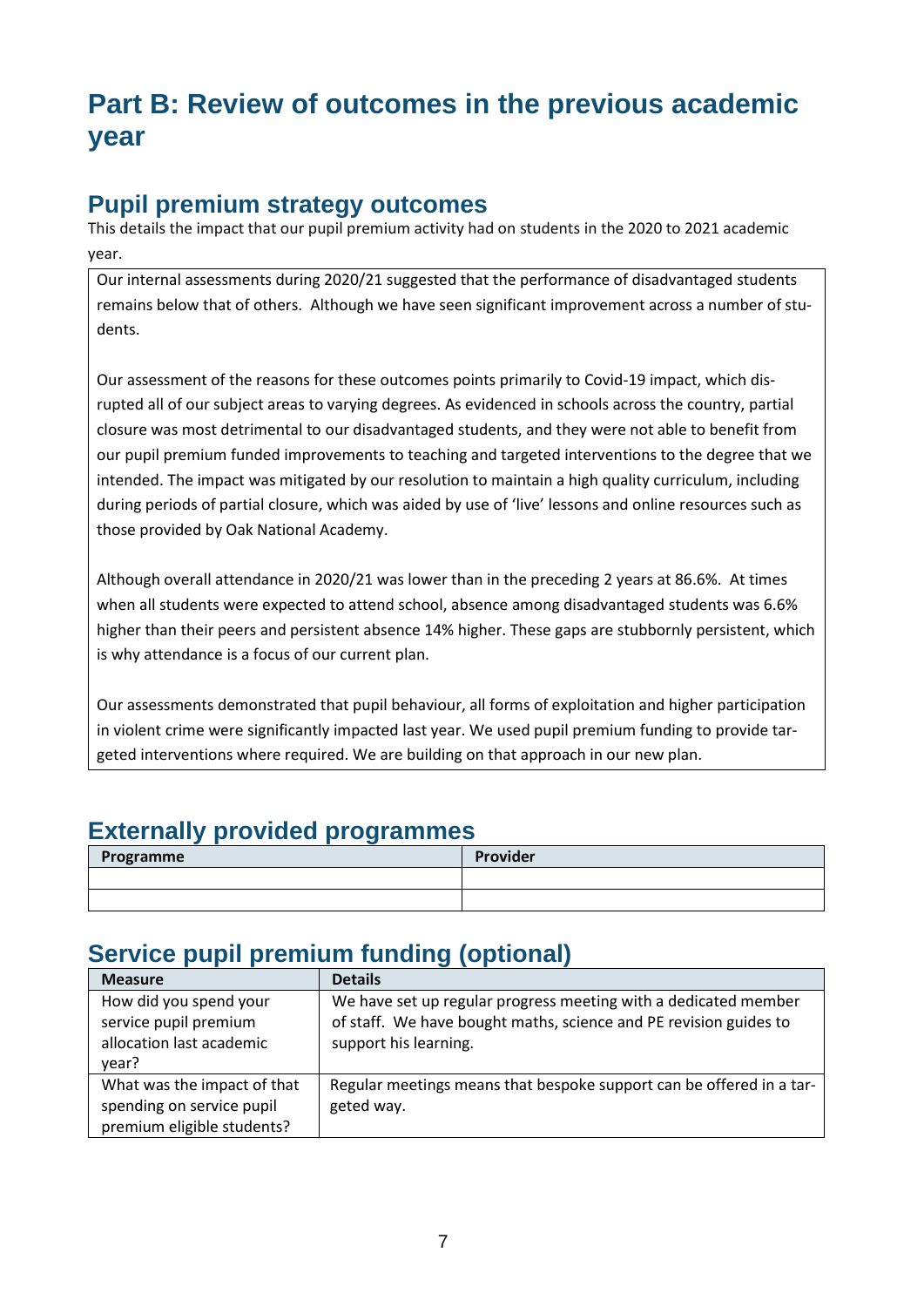# Part B: Review of outcomes in the previous academic year

## Pupil premium strategy outcomes

This details the impact that our pupil premium activity had on students in the 2020 to 2021 academic year.

Our internal assessments during 2020/21 suggested that the performance of disadvantaged students remains below that of others. Although we have seen significant improvement across a number of students.

Our assessment of the reasons for these outcomes points primarily to Covid-19 impact, which disrupted all of our subject areas to varying degrees. As evidenced in schools across the country, partial closure was most detrimental to our disadvantaged students, and they were not able to benefit from our pupil premium funded improvements to teaching and targeted interventions to the degree that we intended. The impact was mitigated by our resolution to maintain a high quality curriculum, including during periods of partial closure, which was aided by use of 'live' lessons and online resources such as those provided by Oak National Academy.

Although overall attendance in 2020/21 was lower than in the preceding 2 years at 86.6%. At times when all students were expected to attend school, absence among disadvantaged students was 6.6% higher than their peers and persistent absence 14% higher. These gaps are stubbornly persistent, which is why attendance is a focus of our current plan.

Our assessments demonstrated that pupil behaviour, all forms of exploitation and higher participation in violent crime were significantly impacted last year. We used pupil premium funding to provide targeted interventions where required. We are building on that approach in our new plan.

## Externally provided programmes

| Programme | Provider |
|---|---|
| | |
| | |

## Service pupil premium funding (optional)

| Measure | Details |
|---|---|
| How did you spend your service pupil premium allocation last academic year? | We have set up regular progress meeting with a dedicated member of staff. We have bought maths, science and PE revision guides to support his learning. |
| What was the impact of that spending on service pupil premium eligible students? | Regular meetings means that bespoke support can be offered in a targeted way. |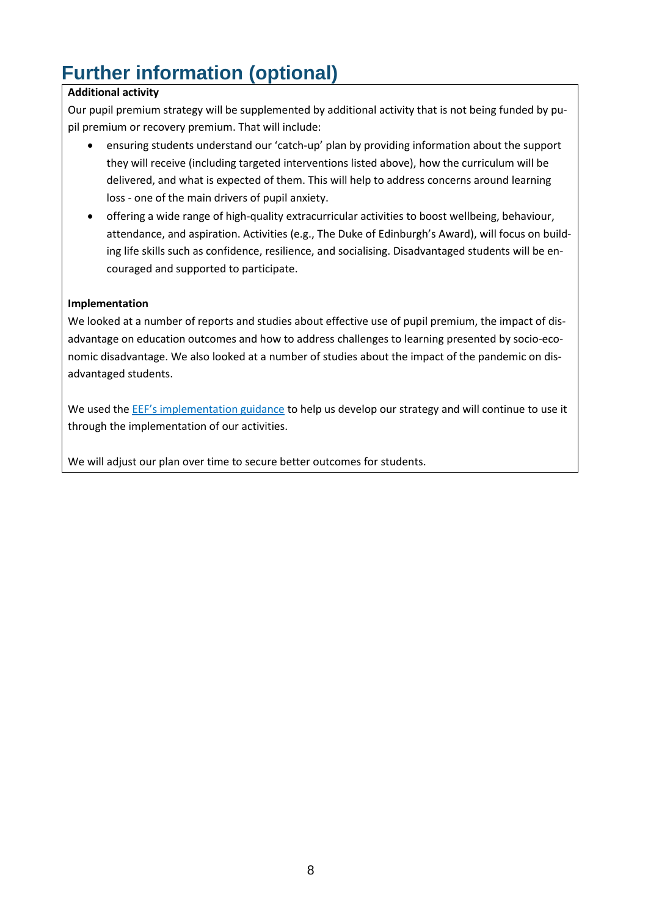# Further information (optional)

**Additional activity**

Our pupil premium strategy will be supplemented by additional activity that is not being funded by pupil premium or recovery premium. That will include:

- ensuring students understand our 'catch-up' plan by providing information about the support they will receive (including targeted interventions listed above), how the curriculum will be delivered, and what is expected of them. This will help to address concerns around learning loss - one of the main drivers of pupil anxiety.
- offering a wide range of high-quality extracurricular activities to boost wellbeing, behaviour, attendance, and aspiration. Activities (e.g., The Duke of Edinburgh's Award), will focus on building life skills such as confidence, resilience, and socialising. Disadvantaged students will be encouraged and supported to participate.

**Implementation**

We looked at a number of reports and studies about effective use of pupil premium, the impact of disadvantage on education outcomes and how to address challenges to learning presented by socio-economic disadvantage. We also looked at a number of studies about the impact of the pandemic on disadvantaged students.

We used the EEF's implementation guidance to help us develop our strategy and will continue to use it through the implementation of our activities.

We will adjust our plan over time to secure better outcomes for students.